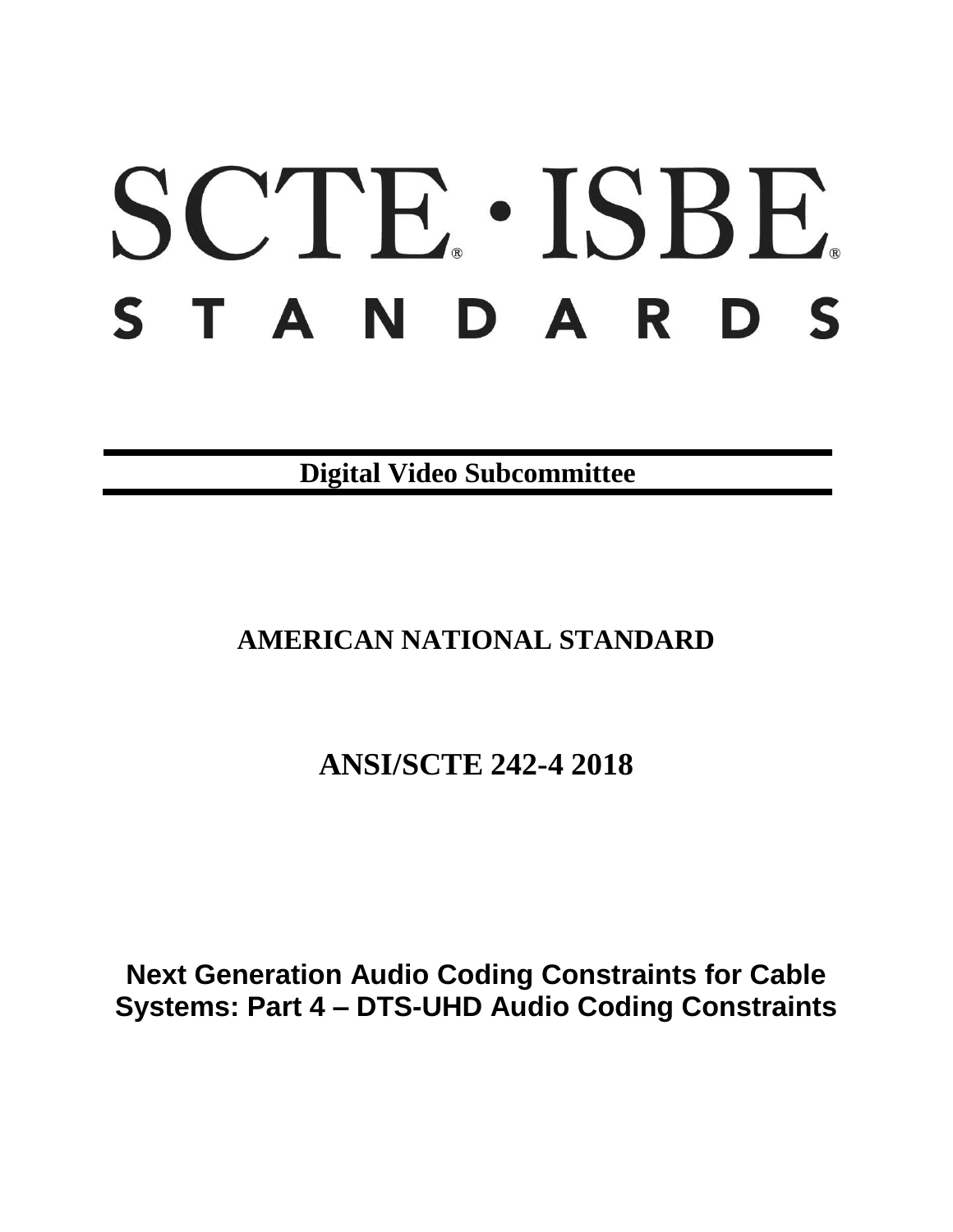# SCTE · ISBE
# STANDARDS

**Digital Video Subcommittee**

## AMERICAN NATIONAL STANDARD

## ANSI/SCTE 242-4 2018

## Next Generation Audio Coding Constraints for Cable Systems: Part 4 – DTS-UHD Audio Coding Constraints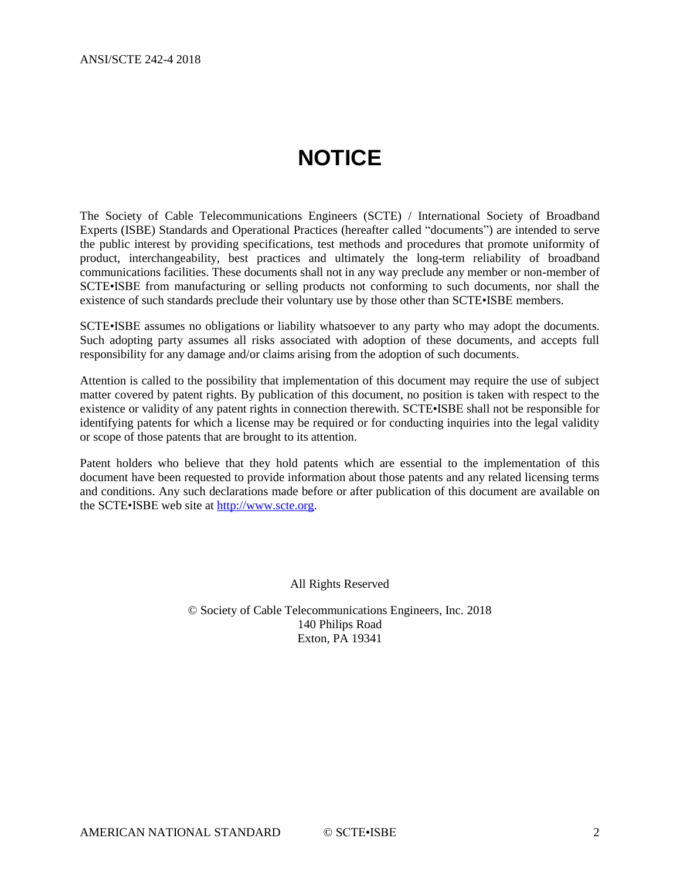# NOTICE

The Society of Cable Telecommunications Engineers (SCTE) / International Society of Broadband Experts (ISBE) Standards and Operational Practices (hereafter called "documents") are intended to serve the public interest by providing specifications, test methods and procedures that promote uniformity of product, interchangeability, best practices and ultimately the long-term reliability of broadband communications facilities. These documents shall not in any way preclude any member or non-member of SCTE•ISBE from manufacturing or selling products not conforming to such documents, nor shall the existence of such standards preclude their voluntary use by those other than SCTE•ISBE members.

SCTE•ISBE assumes no obligations or liability whatsoever to any party who may adopt the documents. Such adopting party assumes all risks associated with adoption of these documents, and accepts full responsibility for any damage and/or claims arising from the adoption of such documents.

Attention is called to the possibility that implementation of this document may require the use of subject matter covered by patent rights. By publication of this document, no position is taken with respect to the existence or validity of any patent rights in connection therewith. SCTE•ISBE shall not be responsible for identifying patents for which a license may be required or for conducting inquiries into the legal validity or scope of those patents that are brought to its attention.

Patent holders who believe that they hold patents which are essential to the implementation of this document have been requested to provide information about those patents and any related licensing terms and conditions. Any such declarations made before or after publication of this document are available on the SCTE•ISBE web site at [http://www.scte.org](http://www.scte.org).

All Rights Reserved

© Society of Cable Telecommunications Engineers, Inc. 2018
140 Philips Road
Exton, PA 19341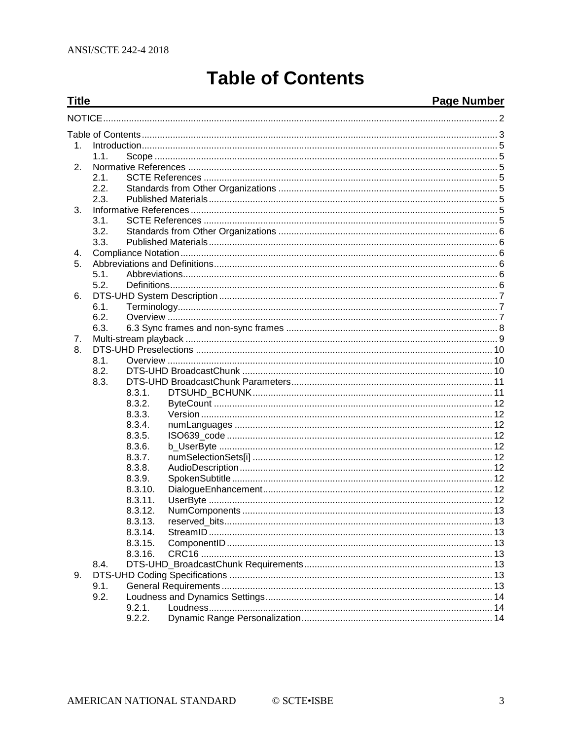# Table of Contents

| Title | | | Page Number |
|---|---|---|---|
| NOTICE | | | 2 |
| Table of Contents | | | 3 |
| 1. | Introduction | | 5 |
| | 1.1. | Scope | 5 |
| 2. | Normative References | | 5 |
| | 2.1. | SCTE References | 5 |
| | 2.2. | Standards from Other Organizations | 5 |
| | 2.3. | Published Materials | 5 |
| 3. | Informative References | | 5 |
| | 3.1. | SCTE References | 5 |
| | 3.2. | Standards from Other Organizations | 6 |
| | 3.3. | Published Materials | 6 |
| 4. | Compliance Notation | | 6 |
| 5. | Abbreviations and Definitions | | 6 |
| | 5.1. | Abbreviations | 6 |
| | 5.2. | Definitions | 6 |
| 6. | DTS-UHD System Description | | 7 |
| | 6.1. | Terminology | 7 |
| | 6.2. | Overview | 7 |
| | 6.3. | 6.3 Sync frames and non-sync frames | 8 |
| 7. | Multi-stream playback | | 9 |
| 8. | DTS-UHD Preselections | | 10 |
| | 8.1. | Overview | 10 |
| | 8.2. | DTS-UHD BroadcastChunk | 10 |
| | 8.3. | DTS-UHD BroadcastChunk Parameters | 11 |
| | | 8.3.1. DTSUHD_BCHUNK | 11 |
| | | 8.3.2. ByteCount | 12 |
| | | 8.3.3. Version | 12 |
| | | 8.3.4. numLanguages | 12 |
| | | 8.3.5. ISO639_code | 12 |
| | | 8.3.6. b_UserByte | 12 |
| | | 8.3.7. numSelectionSets[i] | 12 |
| | | 8.3.8. AudioDescription | 12 |
| | | 8.3.9. SpokenSubtitle | 12 |
| | | 8.3.10. DialogueEnhancement | 12 |
| | | 8.3.11. UserByte | 12 |
| | | 8.3.12. NumComponents | 13 |
| | | 8.3.13. reserved_bits | 13 |
| | | 8.3.14. StreamID | 13 |
| | | 8.3.15. ComponentID | 13 |
| | | 8.3.16. CRC16 | 13 |
| | 8.4. | DTS-UHD_BroadcastChunk Requirements | 13 |
| 9. | DTS-UHD Coding Specifications | | 13 |
| | 9.1. | General Requirements | 13 |
| | 9.2. | Loudness and Dynamics Settings | 14 |
| | | 9.2.1. Loudness | 14 |
| | | 9.2.2. Dynamic Range Personalization | 14 |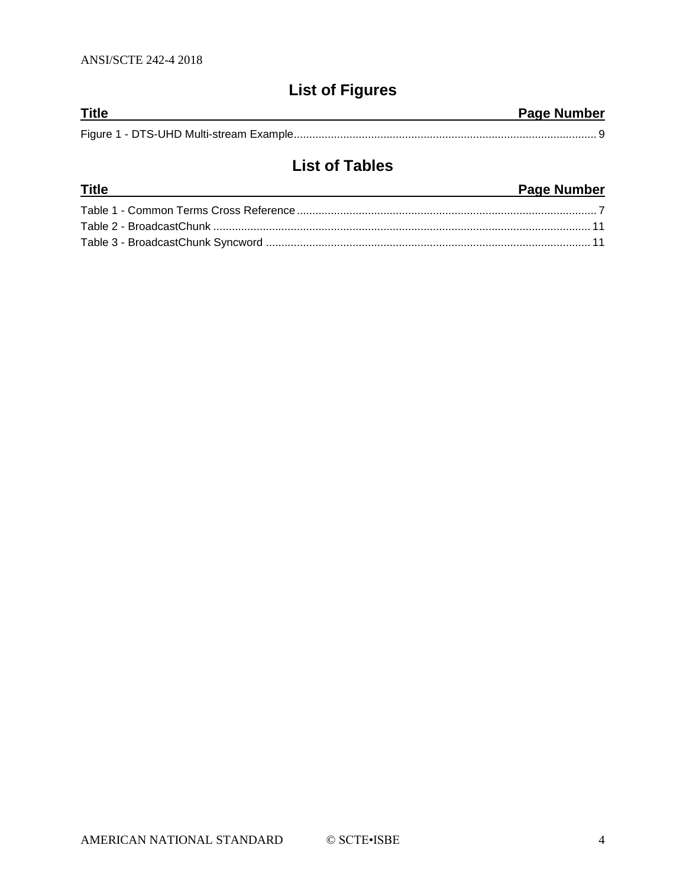## List of Figures

| Title | Page Number |
|---|---|
| Figure 1 - DTS-UHD Multi-stream Example | 9 |

## List of Tables

| Title | Page Number |
|---|---|
| Table 1 - Common Terms Cross Reference | 7 |
| Table 2 - BroadcastChunk | 11 |
| Table 3 - BroadcastChunk Syncword | 11 |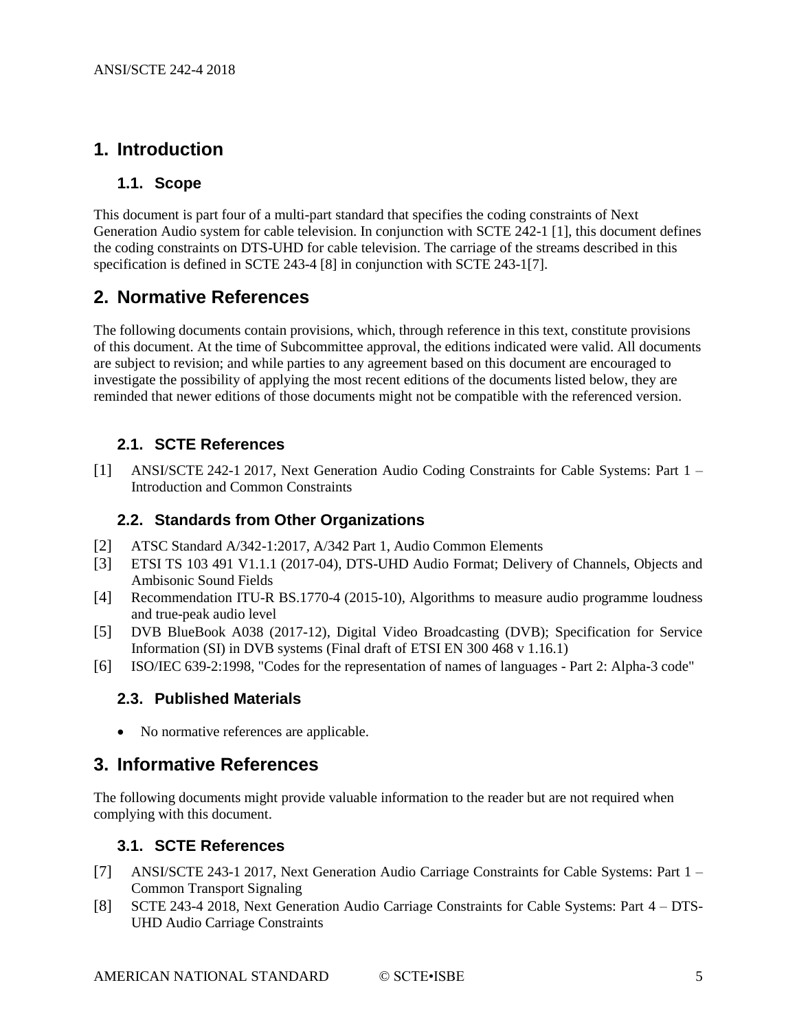# 1. Introduction

## 1.1. Scope

This document is part four of a multi-part standard that specifies the coding constraints of Next Generation Audio system for cable television. In conjunction with SCTE 242-1 [1], this document defines the coding constraints on DTS-UHD for cable television. The carriage of the streams described in this specification is defined in SCTE 243-4 [8] in conjunction with SCTE 243-1[7].

# 2. Normative References

The following documents contain provisions, which, through reference in this text, constitute provisions of this document. At the time of Subcommittee approval, the editions indicated were valid. All documents are subject to revision; and while parties to any agreement based on this document are encouraged to investigate the possibility of applying the most recent editions of the documents listed below, they are reminded that newer editions of those documents might not be compatible with the referenced version.

## 2.1. SCTE References

[1] ANSI/SCTE 242-1 2017, Next Generation Audio Coding Constraints for Cable Systems: Part 1 – Introduction and Common Constraints

## 2.2. Standards from Other Organizations

[2] ATSC Standard A/342-1:2017, A/342 Part 1, Audio Common Elements
[3] ETSI TS 103 491 V1.1.1 (2017-04), DTS-UHD Audio Format; Delivery of Channels, Objects and Ambisonic Sound Fields
[4] Recommendation ITU-R BS.1770-4 (2015-10), Algorithms to measure audio programme loudness and true-peak audio level
[5] DVB BlueBook A038 (2017-12), Digital Video Broadcasting (DVB); Specification for Service Information (SI) in DVB systems (Final draft of ETSI EN 300 468 v 1.16.1)
[6] ISO/IEC 639-2:1998, "Codes for the representation of names of languages - Part 2: Alpha-3 code"

## 2.3. Published Materials

- No normative references are applicable.

# 3. Informative References

The following documents might provide valuable information to the reader but are not required when complying with this document.

## 3.1. SCTE References

[7] ANSI/SCTE 243-1 2017, Next Generation Audio Carriage Constraints for Cable Systems: Part 1 – Common Transport Signaling
[8] SCTE 243-4 2018, Next Generation Audio Carriage Constraints for Cable Systems: Part 4 – DTS-UHD Audio Carriage Constraints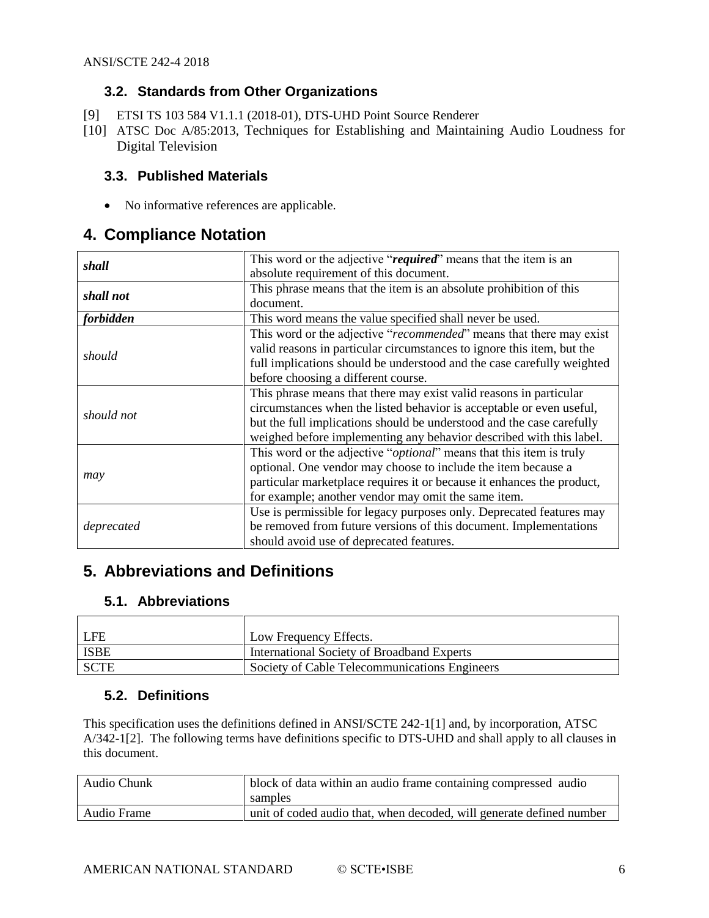### 3.2. Standards from Other Organizations

[9] ETSI TS 103 584 V1.1.1 (2018-01), DTS-UHD Point Source Renderer

[10] ATSC Doc A/85:2013, Techniques for Establishing and Maintaining Audio Loudness for Digital Television

### 3.3. Published Materials

- No informative references are applicable.

## 4. Compliance Notation

| | |
|---|---|
| ***shall*** | This word or the adjective "***required***" means that the item is an absolute requirement of this document. |
| ***shall not*** | This phrase means that the item is an absolute prohibition of this document. |
| ***forbidden*** | This word means the value specified shall never be used. |
| *should* | This word or the adjective "*recommended*" means that there may exist valid reasons in particular circumstances to ignore this item, but the full implications should be understood and the case carefully weighted before choosing a different course. |
| *should not* | This phrase means that there may exist valid reasons in particular circumstances when the listed behavior is acceptable or even useful, but the full implications should be understood and the case carefully weighed before implementing any behavior described with this label. |
| *may* | This word or the adjective "*optional*" means that this item is truly optional. One vendor may choose to include the item because a particular marketplace requires it or because it enhances the product, for example; another vendor may omit the same item. |
| *deprecated* | Use is permissible for legacy purposes only. Deprecated features may be removed from future versions of this document. Implementations should avoid use of deprecated features. |

## 5. Abbreviations and Definitions

### 5.1. Abbreviations

| | |
|---|---|
| LFE | Low Frequency Effects. |
| ISBE | International Society of Broadband Experts |
| SCTE | Society of Cable Telecommunications Engineers |

### 5.2. Definitions

This specification uses the definitions defined in ANSI/SCTE 242-1[1] and, by incorporation, ATSC A/342-1[2]. The following terms have definitions specific to DTS-UHD and shall apply to all clauses in this document.

| | |
|---|---|
| Audio Chunk | block of data within an audio frame containing compressed audio samples |
| Audio Frame | unit of coded audio that, when decoded, will generate defined number |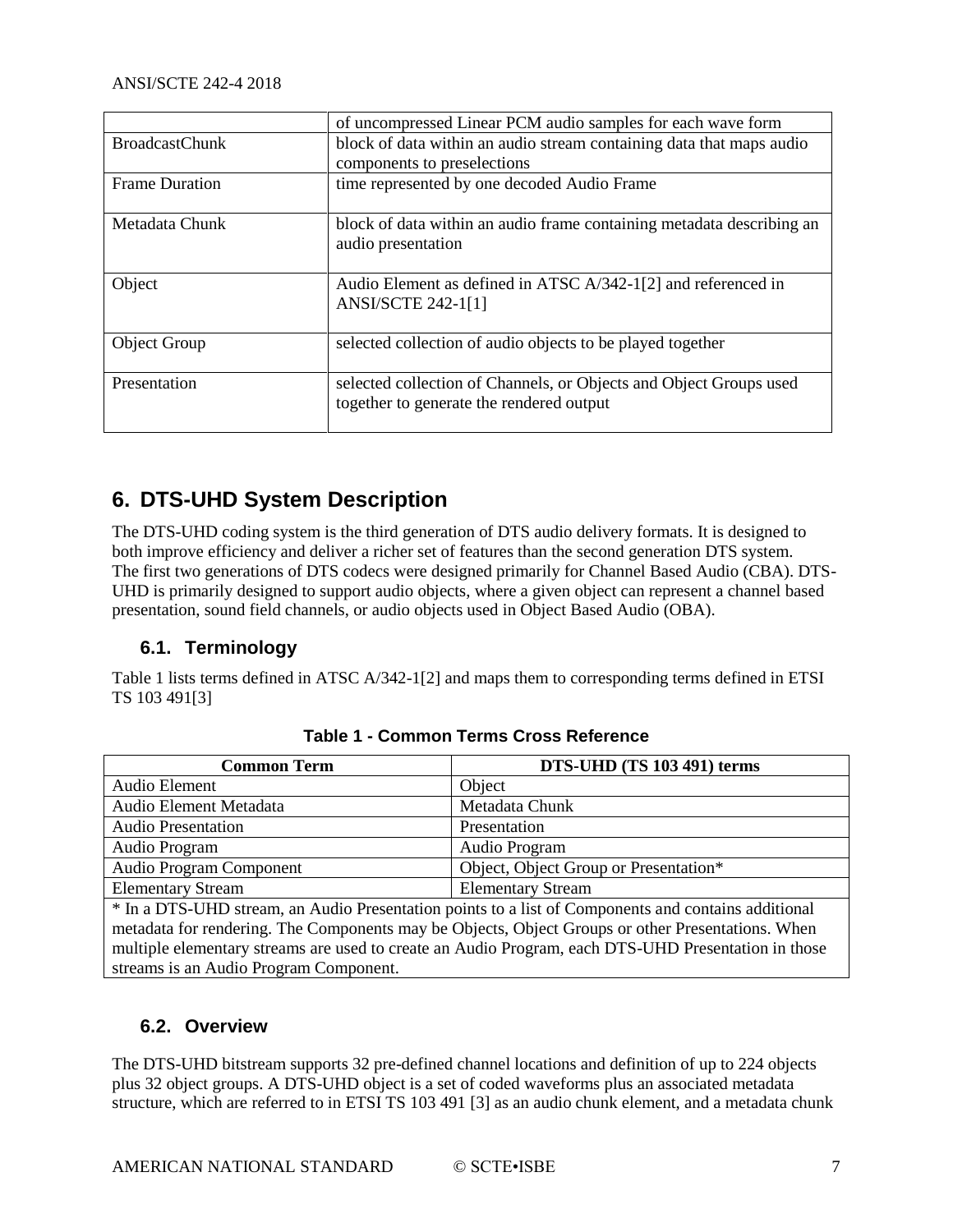| | |
|---|---|
| | of uncompressed Linear PCM audio samples for each wave form |
| BroadcastChunk | block of data within an audio stream containing data that maps audio components to preselections |
| Frame Duration | time represented by one decoded Audio Frame |
| Metadata Chunk | block of data within an audio frame containing metadata describing an audio presentation |
| Object | Audio Element as defined in ATSC A/342-1[2] and referenced in ANSI/SCTE 242-1[1] |
| Object Group | selected collection of audio objects to be played together |
| Presentation | selected collection of Channels, or Objects and Object Groups used together to generate the rendered output |

# 6. DTS-UHD System Description

The DTS-UHD coding system is the third generation of DTS audio delivery formats. It is designed to both improve efficiency and deliver a richer set of features than the second generation DTS system. The first two generations of DTS codecs were designed primarily for Channel Based Audio (CBA). DTS-UHD is primarily designed to support audio objects, where a given object can represent a channel based presentation, sound field channels, or audio objects used in Object Based Audio (OBA).

## 6.1. Terminology

Table 1 lists terms defined in ATSC A/342-1[2] and maps them to corresponding terms defined in ETSI TS 103 491[3]

**Table 1 - Common Terms Cross Reference**

| Common Term | DTS-UHD (TS 103 491) terms |
|---|---|
| Audio Element | Object |
| Audio Element Metadata | Metadata Chunk |
| Audio Presentation | Presentation |
| Audio Program | Audio Program |
| Audio Program Component | Object, Object Group or Presentation* |
| Elementary Stream | Elementary Stream |

* In a DTS-UHD stream, an Audio Presentation points to a list of Components and contains additional metadata for rendering. The Components may be Objects, Object Groups or other Presentations. When multiple elementary streams are used to create an Audio Program, each DTS-UHD Presentation in those streams is an Audio Program Component.

## 6.2. Overview

The DTS-UHD bitstream supports 32 pre-defined channel locations and definition of up to 224 objects plus 32 object groups. A DTS-UHD object is a set of coded waveforms plus an associated metadata structure, which are referred to in ETSI TS 103 491 [3] as an audio chunk element, and a metadata chunk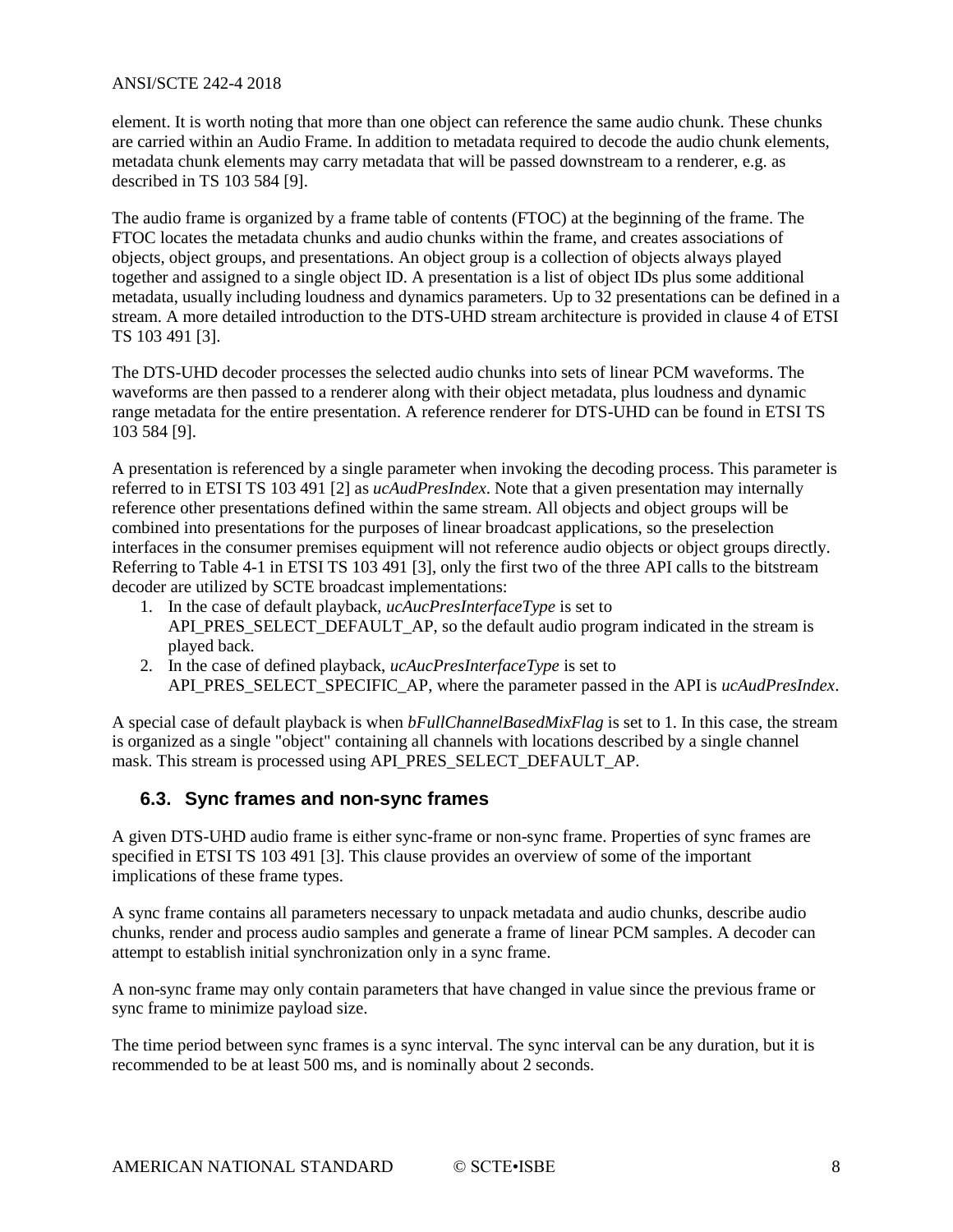element. It is worth noting that more than one object can reference the same audio chunk. These chunks are carried within an Audio Frame. In addition to metadata required to decode the audio chunk elements, metadata chunk elements may carry metadata that will be passed downstream to a renderer, e.g. as described in TS 103 584 [9].

The audio frame is organized by a frame table of contents (FTOC) at the beginning of the frame. The FTOC locates the metadata chunks and audio chunks within the frame, and creates associations of objects, object groups, and presentations. An object group is a collection of objects always played together and assigned to a single object ID. A presentation is a list of object IDs plus some additional metadata, usually including loudness and dynamics parameters. Up to 32 presentations can be defined in a stream. A more detailed introduction to the DTS-UHD stream architecture is provided in clause 4 of ETSI TS 103 491 [3].

The DTS-UHD decoder processes the selected audio chunks into sets of linear PCM waveforms. The waveforms are then passed to a renderer along with their object metadata, plus loudness and dynamic range metadata for the entire presentation. A reference renderer for DTS-UHD can be found in ETSI TS 103 584 [9].

A presentation is referenced by a single parameter when invoking the decoding process. This parameter is referred to in ETSI TS 103 491 [2] as *ucAudPresIndex*. Note that a given presentation may internally reference other presentations defined within the same stream. All objects and object groups will be combined into presentations for the purposes of linear broadcast applications, so the preselection interfaces in the consumer premises equipment will not reference audio objects or object groups directly. Referring to Table 4-1 in ETSI TS 103 491 [3], only the first two of the three API calls to the bitstream decoder are utilized by SCTE broadcast implementations:

1. In the case of default playback, *ucAucPresInterfaceType* is set to API_PRES_SELECT_DEFAULT_AP, so the default audio program indicated in the stream is played back.
2. In the case of defined playback, *ucAucPresInterfaceType* is set to API_PRES_SELECT_SPECIFIC_AP, where the parameter passed in the API is *ucAudPresIndex*.

A special case of default playback is when *bFullChannelBasedMixFlag* is set to 1. In this case, the stream is organized as a single "object" containing all channels with locations described by a single channel mask. This stream is processed using API_PRES_SELECT_DEFAULT_AP.

## 6.3. Sync frames and non-sync frames

A given DTS-UHD audio frame is either sync-frame or non-sync frame. Properties of sync frames are specified in ETSI TS 103 491 [3]. This clause provides an overview of some of the important implications of these frame types.

A sync frame contains all parameters necessary to unpack metadata and audio chunks, describe audio chunks, render and process audio samples and generate a frame of linear PCM samples. A decoder can attempt to establish initial synchronization only in a sync frame.

A non-sync frame may only contain parameters that have changed in value since the previous frame or sync frame to minimize payload size.

The time period between sync frames is a sync interval. The sync interval can be any duration, but it is recommended to be at least 500 ms, and is nominally about 2 seconds.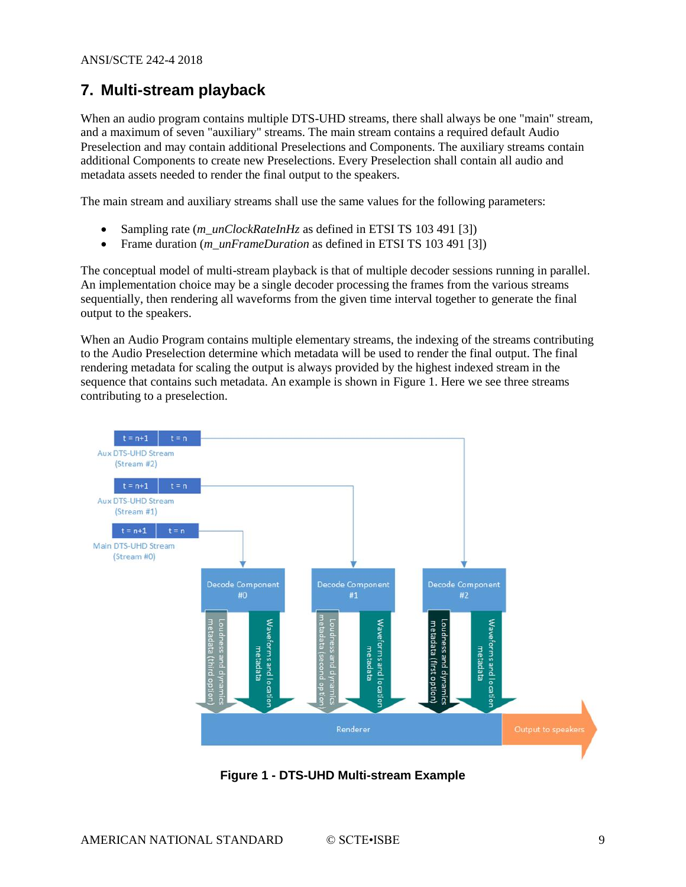# 7. Multi-stream playback

When an audio program contains multiple DTS-UHD streams, there shall always be one "main" stream, and a maximum of seven "auxiliary" streams. The main stream contains a required default Audio Preselection and may contain additional Preselections and Components. The auxiliary streams contain additional Components to create new Preselections. Every Preselection shall contain all audio and metadata assets needed to render the final output to the speakers.

The main stream and auxiliary streams shall use the same values for the following parameters:

- Sampling rate (*m_unClockRateInHz* as defined in ETSI TS 103 491 [3])
- Frame duration (*m_unFrameDuration* as defined in ETSI TS 103 491 [3])

The conceptual model of multi-stream playback is that of multiple decoder sessions running in parallel. An implementation choice may be a single decoder processing the frames from the various streams sequentially, then rendering all waveforms from the given time interval together to generate the final output to the speakers.

When an Audio Program contains multiple elementary streams, the indexing of the streams contributing to the Audio Preselection determine which metadata will be used to render the final output. The final rendering metadata for scaling the output is always provided by the highest indexed stream in the sequence that contains such metadata. An example is shown in Figure 1. Here we see three streams contributing to a preselection.

**Figure 1 - DTS-UHD Multi-stream Example**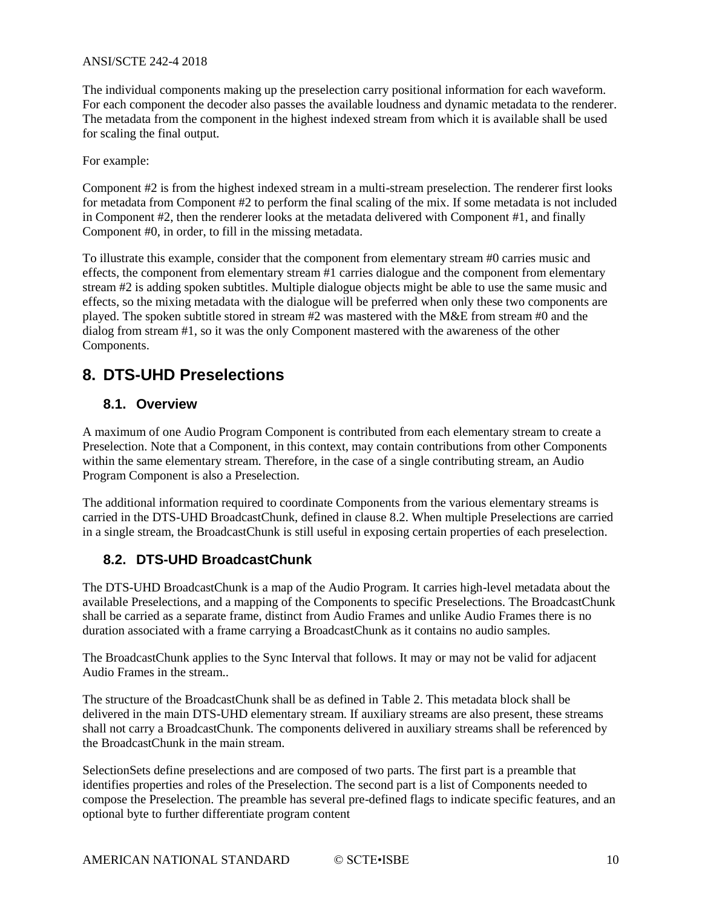The individual components making up the preselection carry positional information for each waveform. For each component the decoder also passes the available loudness and dynamic metadata to the renderer. The metadata from the component in the highest indexed stream from which it is available shall be used for scaling the final output.

For example:

Component #2 is from the highest indexed stream in a multi-stream preselection. The renderer first looks for metadata from Component #2 to perform the final scaling of the mix. If some metadata is not included in Component #2, then the renderer looks at the metadata delivered with Component #1, and finally Component #0, in order, to fill in the missing metadata.

To illustrate this example, consider that the component from elementary stream #0 carries music and effects, the component from elementary stream #1 carries dialogue and the component from elementary stream #2 is adding spoken subtitles. Multiple dialogue objects might be able to use the same music and effects, so the mixing metadata with the dialogue will be preferred when only these two components are played. The spoken subtitle stored in stream #2 was mastered with the M&E from stream #0 and the dialog from stream #1, so it was the only Component mastered with the awareness of the other Components.

# 8. DTS-UHD Preselections

## 8.1. Overview

A maximum of one Audio Program Component is contributed from each elementary stream to create a Preselection. Note that a Component, in this context, may contain contributions from other Components within the same elementary stream. Therefore, in the case of a single contributing stream, an Audio Program Component is also a Preselection.

The additional information required to coordinate Components from the various elementary streams is carried in the DTS-UHD BroadcastChunk, defined in clause 8.2. When multiple Preselections are carried in a single stream, the BroadcastChunk is still useful in exposing certain properties of each preselection.

## 8.2. DTS-UHD BroadcastChunk

The DTS-UHD BroadcastChunk is a map of the Audio Program. It carries high-level metadata about the available Preselections, and a mapping of the Components to specific Preselections. The BroadcastChunk shall be carried as a separate frame, distinct from Audio Frames and unlike Audio Frames there is no duration associated with a frame carrying a BroadcastChunk as it contains no audio samples.

The BroadcastChunk applies to the Sync Interval that follows. It may or may not be valid for adjacent Audio Frames in the stream..

The structure of the BroadcastChunk shall be as defined in Table 2. This metadata block shall be delivered in the main DTS-UHD elementary stream. If auxiliary streams are also present, these streams shall not carry a BroadcastChunk. The components delivered in auxiliary streams shall be referenced by the BroadcastChunk in the main stream.

SelectionSets define preselections and are composed of two parts. The first part is a preamble that identifies properties and roles of the Preselection. The second part is a list of Components needed to compose the Preselection. The preamble has several pre-defined flags to indicate specific features, and an optional byte to further differentiate program content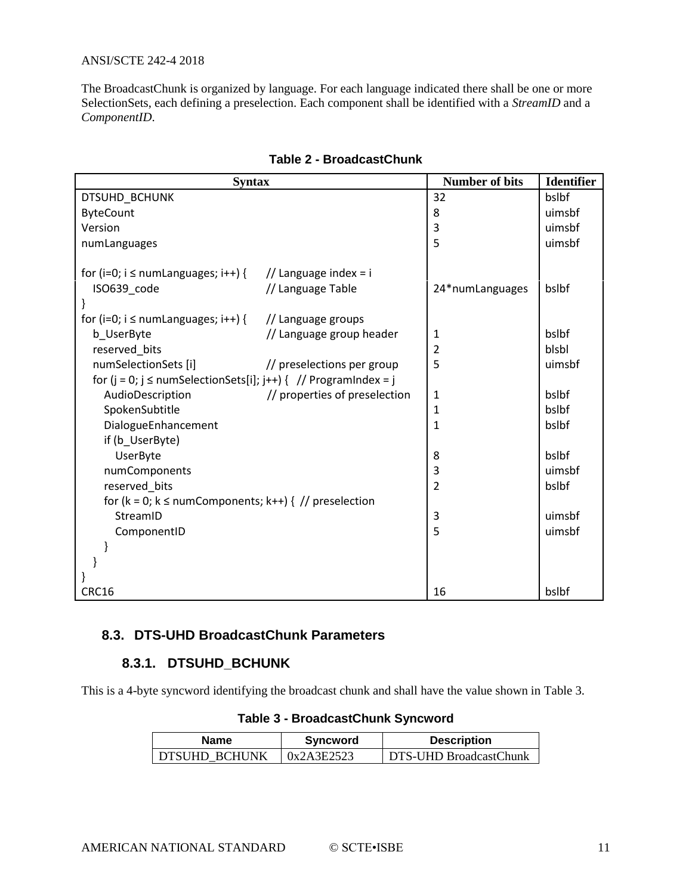The BroadcastChunk is organized by language. For each language indicated there shall be one or more SelectionSets, each defining a preselection. Each component shall be identified with a *StreamID* and a *ComponentID*.

**Table 2 - BroadcastChunk**

| Syntax | Number of bits | Identifier |
|---|---|---|
| DTSUHD_BCHUNK | 32 | bslbf |
| ByteCount | 8 | uimsbf |
| Version | 3 | uimsbf |
| numLanguages | 5 | uimsbf |
| | | |
| for (i=0; i ≤ numLanguages; i++) { // Language index = i | | |
| ISO639_code // Language Table | 24*numLanguages | bslbf |
| } | | |
| for (i=0; i ≤ numLanguages; i++) { // Language groups | | |
| b_UserByte // Language group header | 1 | bslbf |
| reserved_bits | 2 | blsbl |
| numSelectionSets [i] // preselections per group | 5 | uimsbf |
| for (j = 0; j ≤ numSelectionSets[i]; j++) { // ProgramIndex = j | | |
| AudioDescription // properties of preselection | 1 | bslbf |
| SpokenSubtitle | 1 | bslbf |
| DialogueEnhancement | 1 | bslbf |
| if (b_UserByte) | | |
| UserByte | 8 | bslbf |
| numComponents | 3 | uimsbf |
| reserved_bits | 2 | bslbf |
| for (k = 0; k ≤ numComponents; k++) { // preselection | | |
| StreamID | 3 | uimsbf |
| ComponentID | 5 | uimsbf |
| } | | |
| } | | |
| } | | |
| CRC16 | 16 | bslbf |

## 8.3. DTS-UHD BroadcastChunk Parameters

### 8.3.1. DTSUHD_BCHUNK

This is a 4-byte syncword identifying the broadcast chunk and shall have the value shown in Table 3.

**Table 3 - BroadcastChunk Syncword**

| Name | Syncword | Description |
|---|---|---|
| DTSUHD_BCHUNK | 0x2A3E2523 | DTS-UHD BroadcastChunk |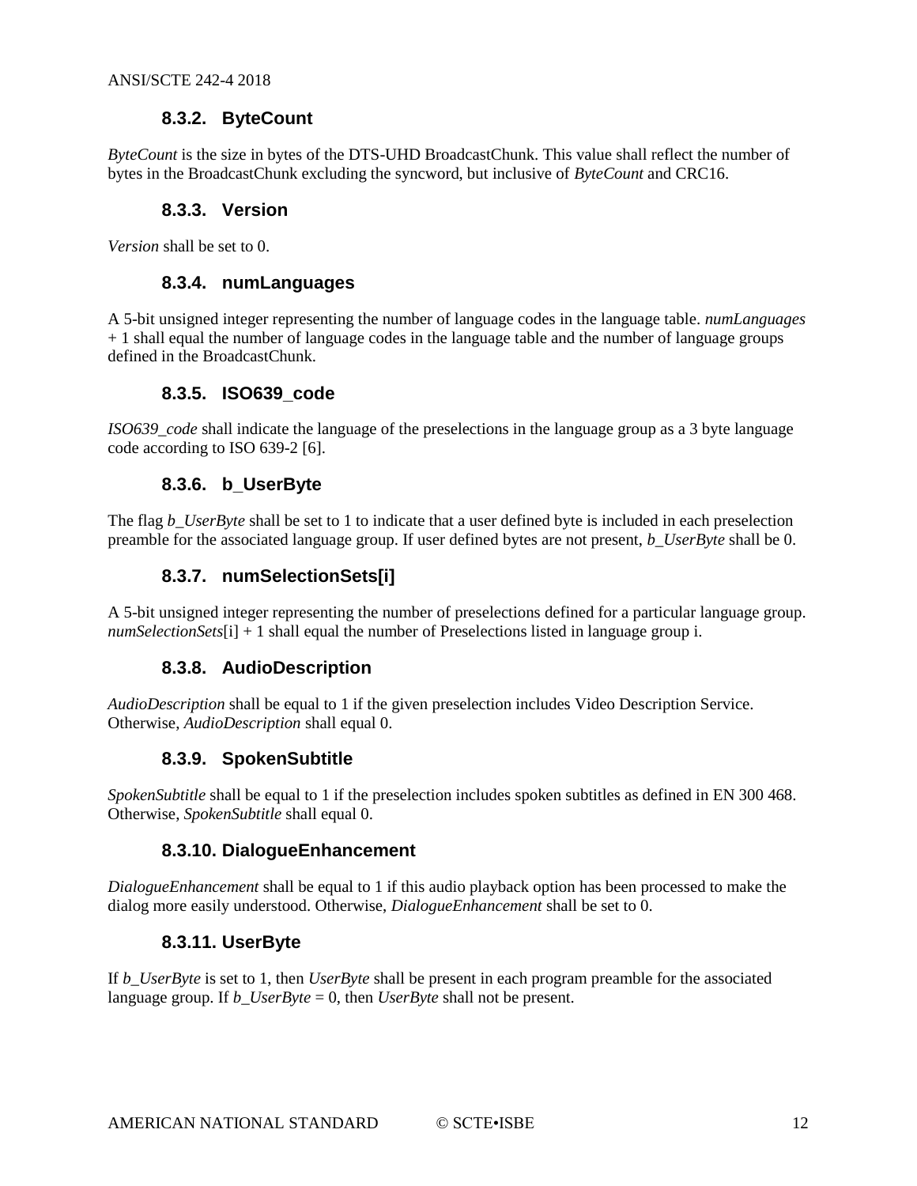### 8.3.2. ByteCount

*ByteCount* is the size in bytes of the DTS-UHD BroadcastChunk. This value shall reflect the number of bytes in the BroadcastChunk excluding the syncword, but inclusive of *ByteCount* and CRC16.

### 8.3.3. Version

*Version* shall be set to 0.

### 8.3.4. numLanguages

A 5-bit unsigned integer representing the number of language codes in the language table. *numLanguages* + 1 shall equal the number of language codes in the language table and the number of language groups defined in the BroadcastChunk.

### 8.3.5. ISO639_code

*ISO639_code* shall indicate the language of the preselections in the language group as a 3 byte language code according to ISO 639-2 [6].

### 8.3.6. b_UserByte

The flag *b_UserByte* shall be set to 1 to indicate that a user defined byte is included in each preselection preamble for the associated language group. If user defined bytes are not present, *b_UserByte* shall be 0.

### 8.3.7. numSelectionSets[i]

A 5-bit unsigned integer representing the number of preselections defined for a particular language group. *numSelectionSets*[i] + 1 shall equal the number of Preselections listed in language group i.

### 8.3.8. AudioDescription

*AudioDescription* shall be equal to 1 if the given preselection includes Video Description Service. Otherwise, *AudioDescription* shall equal 0.

### 8.3.9. SpokenSubtitle

*SpokenSubtitle* shall be equal to 1 if the preselection includes spoken subtitles as defined in EN 300 468. Otherwise, *SpokenSubtitle* shall equal 0.

### 8.3.10. DialogueEnhancement

*DialogueEnhancement* shall be equal to 1 if this audio playback option has been processed to make the dialog more easily understood. Otherwise, *DialogueEnhancement* shall be set to 0.

### 8.3.11. UserByte

If *b_UserByte* is set to 1, then *UserByte* shall be present in each program preamble for the associated language group. If *b_UserByte* = 0, then *UserByte* shall not be present.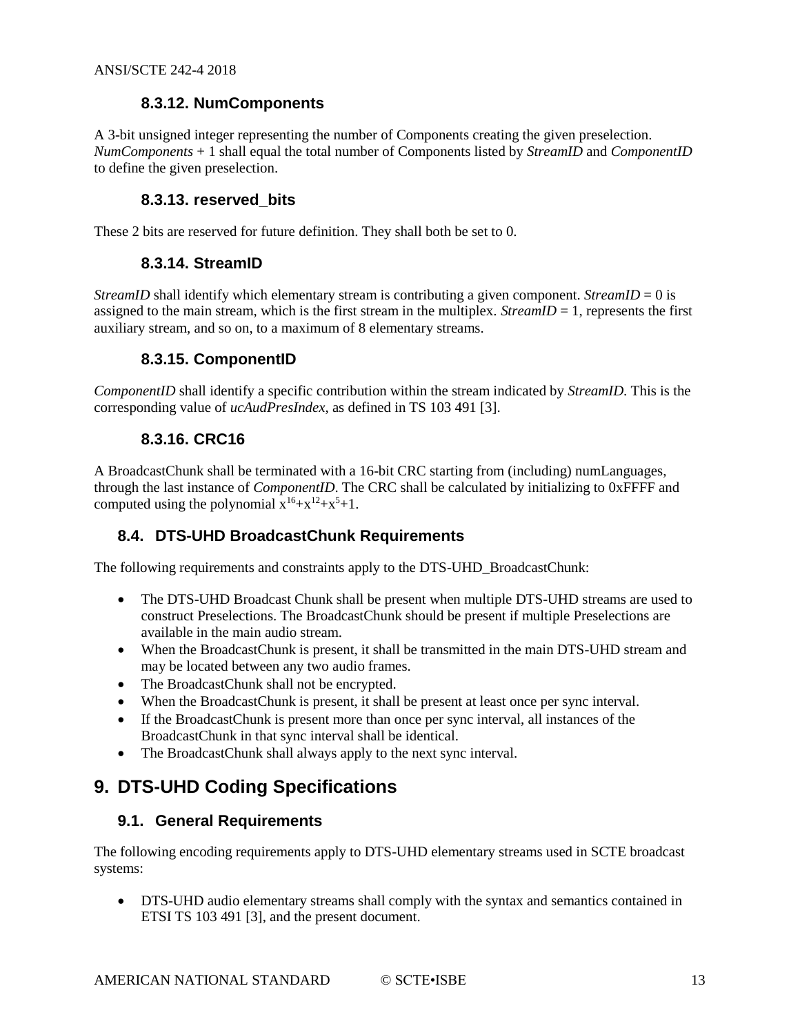#### 8.3.12. NumComponents

A 3-bit unsigned integer representing the number of Components creating the given preselection. *NumComponents* + 1 shall equal the total number of Components listed by *StreamID* and *ComponentID* to define the given preselection.

#### 8.3.13. reserved_bits

These 2 bits are reserved for future definition. They shall both be set to 0.

#### 8.3.14. StreamID

*StreamID* shall identify which elementary stream is contributing a given component. *StreamID* = 0 is assigned to the main stream, which is the first stream in the multiplex. *StreamID* = 1, represents the first auxiliary stream, and so on, to a maximum of 8 elementary streams.

#### 8.3.15. ComponentID

*ComponentID* shall identify a specific contribution within the stream indicated by *StreamID*. This is the corresponding value of *ucAudPresIndex*, as defined in TS 103 491 [3].

#### 8.3.16. CRC16

A BroadcastChunk shall be terminated with a 16-bit CRC starting from (including) numLanguages, through the last instance of *ComponentID*. The CRC shall be calculated by initializing to 0xFFFF and computed using the polynomial $x^{16}+x^{12}+x^{5}+1$.

### 8.4. DTS-UHD BroadcastChunk Requirements

The following requirements and constraints apply to the DTS-UHD_BroadcastChunk:

- The DTS-UHD Broadcast Chunk shall be present when multiple DTS-UHD streams are used to construct Preselections. The BroadcastChunk should be present if multiple Preselections are available in the main audio stream.
- When the BroadcastChunk is present, it shall be transmitted in the main DTS-UHD stream and may be located between any two audio frames.
- The BroadcastChunk shall not be encrypted.
- When the BroadcastChunk is present, it shall be present at least once per sync interval.
- If the BroadcastChunk is present more than once per sync interval, all instances of the BroadcastChunk in that sync interval shall be identical.
- The BroadcastChunk shall always apply to the next sync interval.

## 9. DTS-UHD Coding Specifications

### 9.1. General Requirements

The following encoding requirements apply to DTS-UHD elementary streams used in SCTE broadcast systems:

- DTS-UHD audio elementary streams shall comply with the syntax and semantics contained in ETSI TS 103 491 [3], and the present document.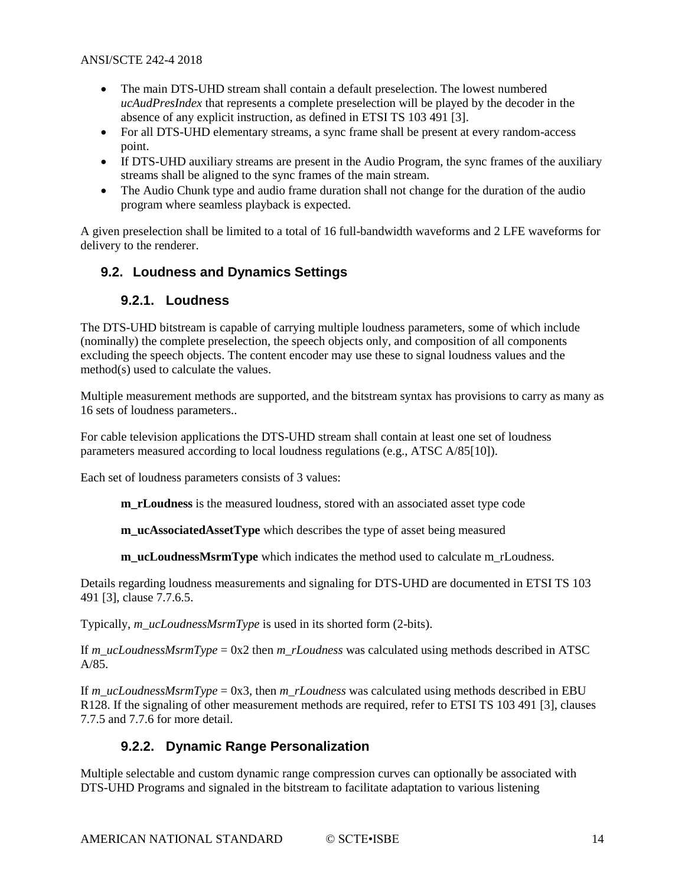- The main DTS-UHD stream shall contain a default preselection. The lowest numbered *ucAudPresIndex* that represents a complete preselection will be played by the decoder in the absence of any explicit instruction, as defined in ETSI TS 103 491 [3].
- For all DTS-UHD elementary streams, a sync frame shall be present at every random-access point.
- If DTS-UHD auxiliary streams are present in the Audio Program, the sync frames of the auxiliary streams shall be aligned to the sync frames of the main stream.
- The Audio Chunk type and audio frame duration shall not change for the duration of the audio program where seamless playback is expected.

A given preselection shall be limited to a total of 16 full-bandwidth waveforms and 2 LFE waveforms for delivery to the renderer.

## 9.2. Loudness and Dynamics Settings

### 9.2.1. Loudness

The DTS-UHD bitstream is capable of carrying multiple loudness parameters, some of which include (nominally) the complete preselection, the speech objects only, and composition of all components excluding the speech objects. The content encoder may use these to signal loudness values and the method(s) used to calculate the values.

Multiple measurement methods are supported, and the bitstream syntax has provisions to carry as many as 16 sets of loudness parameters..

For cable television applications the DTS-UHD stream shall contain at least one set of loudness parameters measured according to local loudness regulations (e.g., ATSC A/85[10]).

Each set of loudness parameters consists of 3 values:

> **m_rLoudness** is the measured loudness, stored with an associated asset type code
>
> **m_ucAssociatedAssetType** which describes the type of asset being measured
>
> **m_ucLoudnessMsrmType** which indicates the method used to calculate m_rLoudness.

Details regarding loudness measurements and signaling for DTS-UHD are documented in ETSI TS 103 491 [3], clause 7.7.6.5.

Typically, *m_ucLoudnessMsrmType* is used in its shorted form (2-bits).

If *m_ucLoudnessMsrmType* = 0x2 then *m_rLoudness* was calculated using methods described in ATSC A/85.

If *m_ucLoudnessMsrmType* = 0x3, then *m_rLoudness* was calculated using methods described in EBU R128. If the signaling of other measurement methods are required, refer to ETSI TS 103 491 [3], clauses 7.7.5 and 7.7.6 for more detail.

### 9.2.2. Dynamic Range Personalization

Multiple selectable and custom dynamic range compression curves can optionally be associated with DTS-UHD Programs and signaled in the bitstream to facilitate adaptation to various listening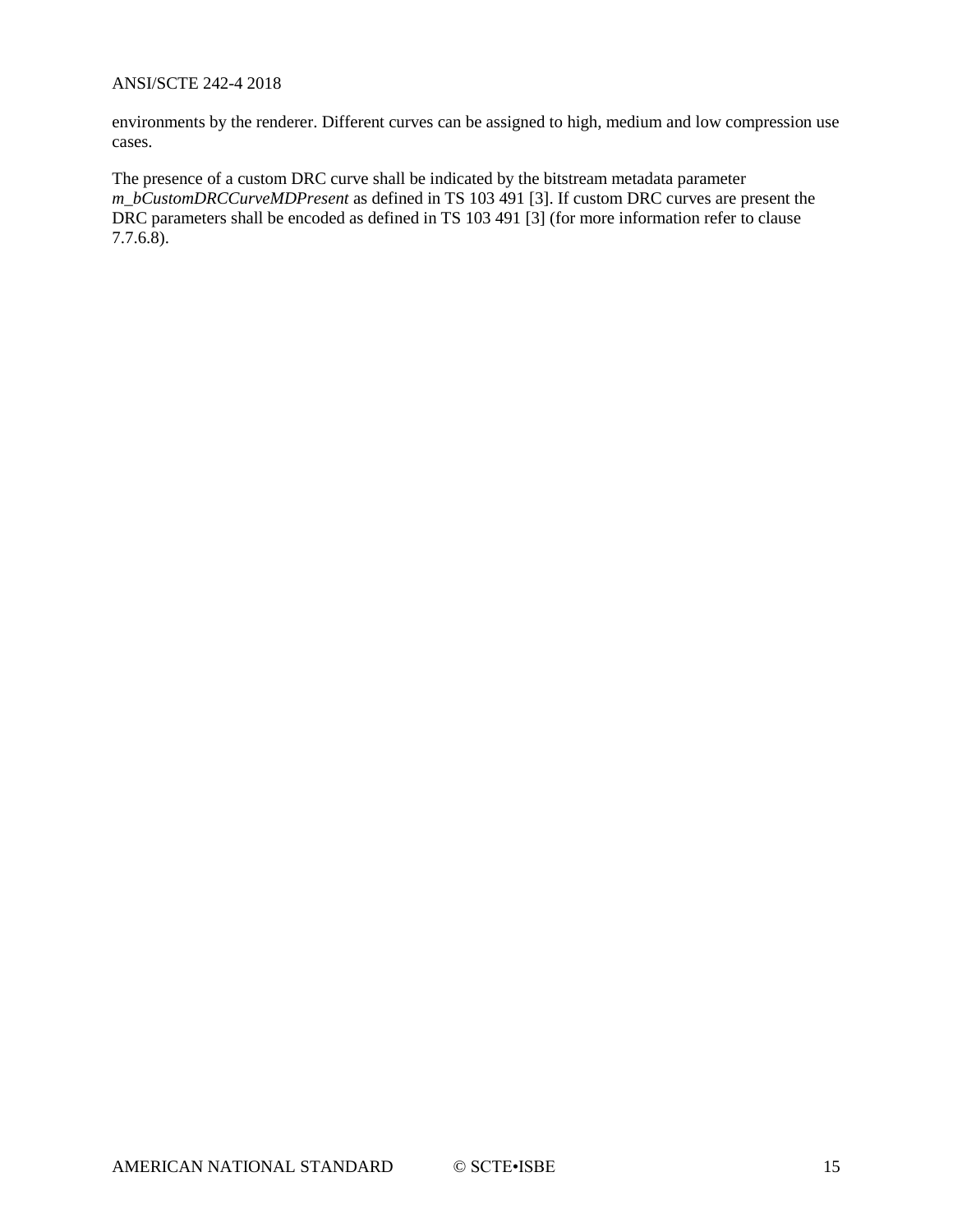environments by the renderer. Different curves can be assigned to high, medium and low compression use cases.

The presence of a custom DRC curve shall be indicated by the bitstream metadata parameter *m_bCustomDRCCurveMDPresent* as defined in TS 103 491 [3]. If custom DRC curves are present the DRC parameters shall be encoded as defined in TS 103 491 [3] (for more information refer to clause 7.7.6.8).